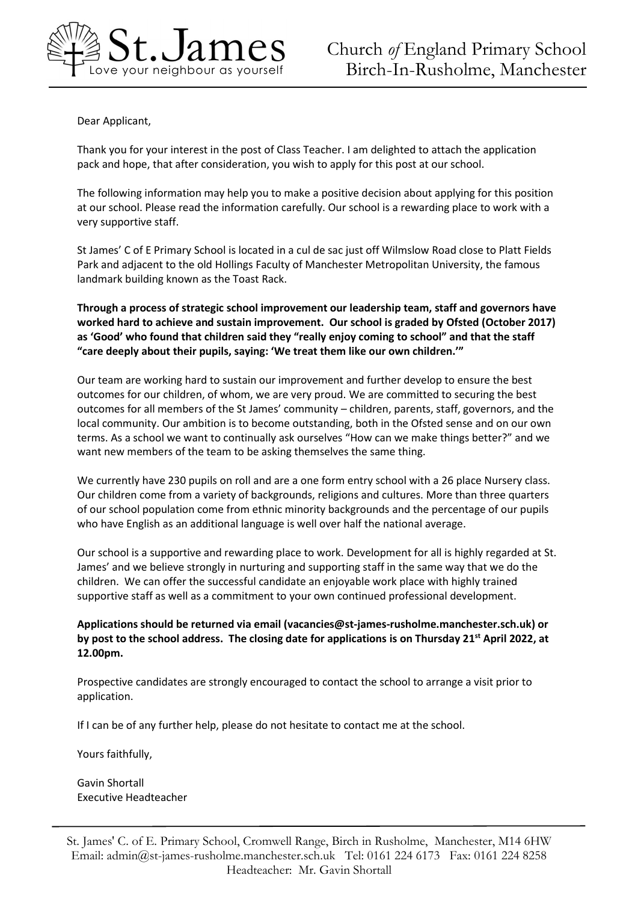St. James
Love your neighbour as yourself

Church *of* England Primary School
Birch-In-Rusholme, Manchester

Dear Applicant,

Thank you for your interest in the post of Class Teacher. I am delighted to attach the application pack and hope, that after consideration, you wish to apply for this post at our school.

The following information may help you to make a positive decision about applying for this position at our school. Please read the information carefully. Our school is a rewarding place to work with a very supportive staff.

St James' C of E Primary School is located in a cul de sac just off Wilmslow Road close to Platt Fields Park and adjacent to the old Hollings Faculty of Manchester Metropolitan University, the famous landmark building known as the Toast Rack.

**Through a process of strategic school improvement our leadership team, staff and governors have worked hard to achieve and sustain improvement. Our school is graded by Ofsted (October 2017) as 'Good' who found that children said they "really enjoy coming to school" and that the staff "care deeply about their pupils, saying: 'We treat them like our own children.'"**

Our team are working hard to sustain our improvement and further develop to ensure the best outcomes for our children, of whom, we are very proud. We are committed to securing the best outcomes for all members of the St James' community – children, parents, staff, governors, and the local community. Our ambition is to become outstanding, both in the Ofsted sense and on our own terms. As a school we want to continually ask ourselves "How can we make things better?" and we want new members of the team to be asking themselves the same thing.

We currently have 230 pupils on roll and are a one form entry school with a 26 place Nursery class. Our children come from a variety of backgrounds, religions and cultures. More than three quarters of our school population come from ethnic minority backgrounds and the percentage of our pupils who have English as an additional language is well over half the national average.

Our school is a supportive and rewarding place to work. Development for all is highly regarded at St. James' and we believe strongly in nurturing and supporting staff in the same way that we do the children. We can offer the successful candidate an enjoyable work place with highly trained supportive staff as well as a commitment to your own continued professional development.

**Applications should be returned via email (vacancies@st-james-rusholme.manchester.sch.uk) or by post to the school address. The closing date for applications is on Thursday 21st April 2022, at 12.00pm.**

Prospective candidates are strongly encouraged to contact the school to arrange a visit prior to application.

If I can be of any further help, please do not hesitate to contact me at the school.

Yours faithfully,

Gavin Shortall
Executive Headteacher

St. James' C. of E. Primary School, Cromwell Range, Birch in Rusholme, Manchester, M14 6HW
Email: admin@st-james-rusholme.manchester.sch.uk Tel: 0161 224 6173 Fax: 0161 224 8258
Headteacher: Mr. Gavin Shortall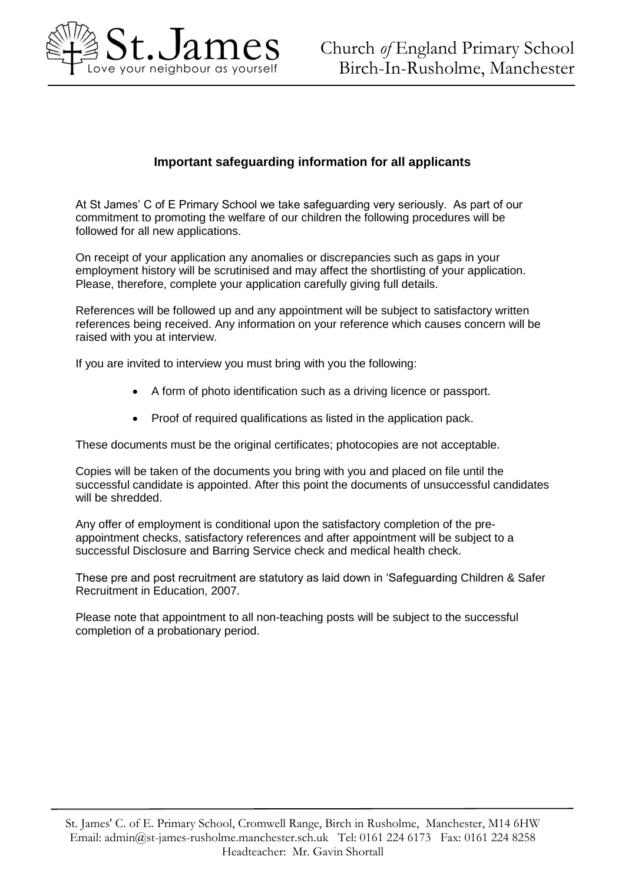St. James
Love your neighbour as yourself

Church *of* England Primary School
Birch-In-Rusholme, Manchester

## Important safeguarding information for all applicants

At St James' C of E Primary School we take safeguarding very seriously. As part of our commitment to promoting the welfare of our children the following procedures will be followed for all new applications.

On receipt of your application any anomalies or discrepancies such as gaps in your employment history will be scrutinised and may affect the shortlisting of your application. Please, therefore, complete your application carefully giving full details.

References will be followed up and any appointment will be subject to satisfactory written references being received. Any information on your reference which causes concern will be raised with you at interview.

If you are invited to interview you must bring with you the following:

- A form of photo identification such as a driving licence or passport.
- Proof of required qualifications as listed in the application pack.

These documents must be the original certificates; photocopies are not acceptable.

Copies will be taken of the documents you bring with you and placed on file until the successful candidate is appointed. After this point the documents of unsuccessful candidates will be shredded.

Any offer of employment is conditional upon the satisfactory completion of the pre-appointment checks, satisfactory references and after appointment will be subject to a successful Disclosure and Barring Service check and medical health check.

These pre and post recruitment are statutory as laid down in 'Safeguarding Children & Safer Recruitment in Education, 2007.

Please note that appointment to all non-teaching posts will be subject to the successful completion of a probationary period.

St. James' C. of E. Primary School, Cromwell Range, Birch in Rusholme, Manchester, M14 6HW
Email: admin@st-james-rusholme.manchester.sch.uk Tel: 0161 224 6173 Fax: 0161 224 8258
Headteacher: Mr. Gavin Shortall